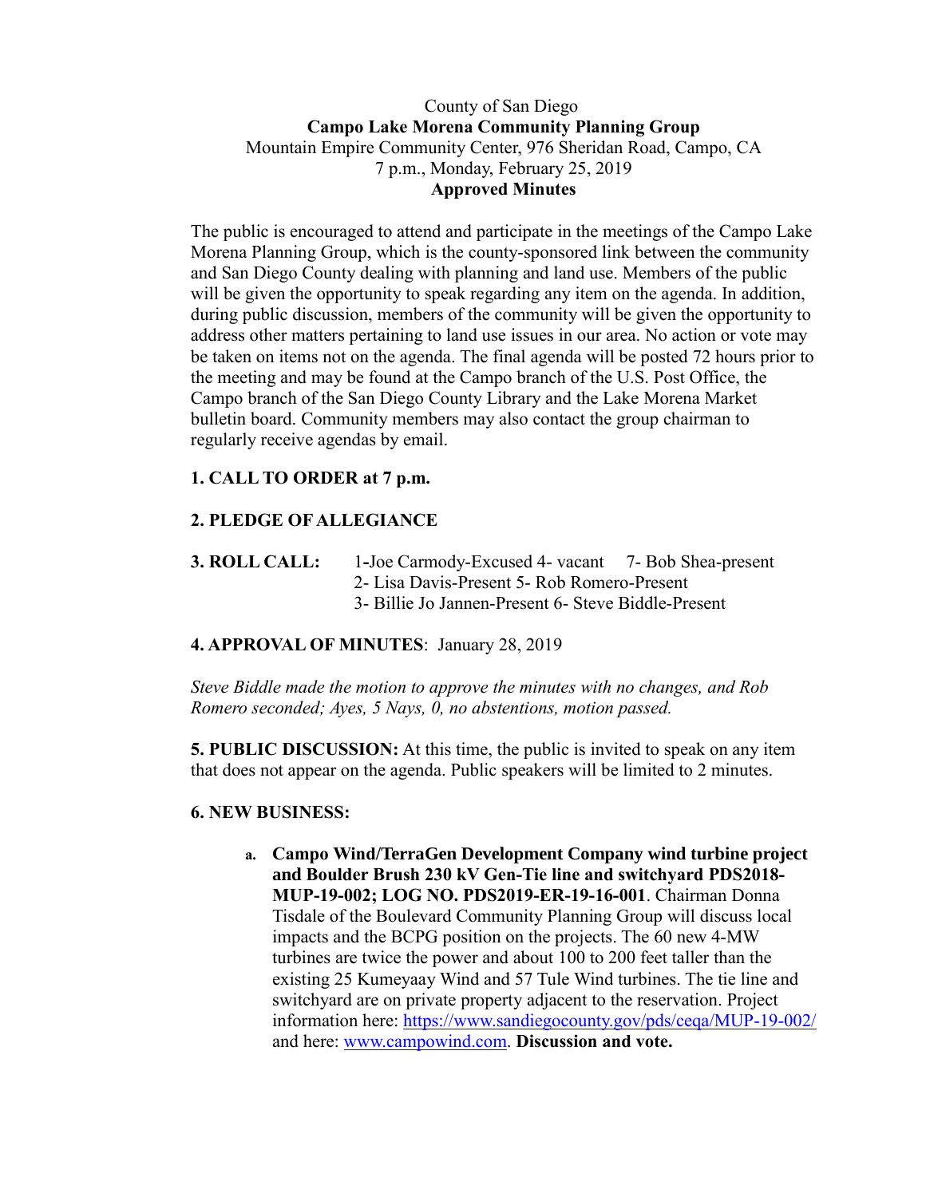County of San Diego

**Campo Lake Morena Community Planning Group**

Mountain Empire Community Center, 976 Sheridan Road, Campo, CA

7 p.m., Monday, February 25, 2019

**Approved Minutes**

The public is encouraged to attend and participate in the meetings of the Campo Lake Morena Planning Group, which is the county-sponsored link between the community and San Diego County dealing with planning and land use. Members of the public will be given the opportunity to speak regarding any item on the agenda. In addition, during public discussion, members of the community will be given the opportunity to address other matters pertaining to land use issues in our area. No action or vote may be taken on items not on the agenda. The final agenda will be posted 72 hours prior to the meeting and may be found at the Campo branch of the U.S. Post Office, the Campo branch of the San Diego County Library and the Lake Morena Market bulletin board. Community members may also contact the group chairman to regularly receive agendas by email.

**1. CALL TO ORDER at 7 p.m.**

**2. PLEDGE OF ALLEGIANCE**

**3. ROLL CALL:** 1-Joe Carmody-Excused 4- vacant 7- Bob Shea-present
2- Lisa Davis-Present 5- Rob Romero-Present
3- Billie Jo Jannen-Present 6- Steve Biddle-Present

**4. APPROVAL OF MINUTES**: January 28, 2019

*Steve Biddle made the motion to approve the minutes with no changes, and Rob Romero seconded; Ayes, 5 Nays, 0, no abstentions, motion passed.*

**5. PUBLIC DISCUSSION:** At this time, the public is invited to speak on any item that does not appear on the agenda. Public speakers will be limited to 2 minutes.

**6. NEW BUSINESS:**

a. **Campo Wind/TerraGen Development Company wind turbine project and Boulder Brush 230 kV Gen-Tie line and switchyard PDS2018-MUP-19-002; LOG NO. PDS2019-ER-19-16-001**. Chairman Donna Tisdale of the Boulevard Community Planning Group will discuss local impacts and the BCPG position on the projects. The 60 new 4-MW turbines are twice the power and about 100 to 200 feet taller than the existing 25 Kumeyaay Wind and 57 Tule Wind turbines. The tie line and switchyard are on private property adjacent to the reservation. Project information here: https://www.sandiegocounty.gov/pds/ceqa/MUP-19-002/ and here: www.campowind.com. **Discussion and vote.**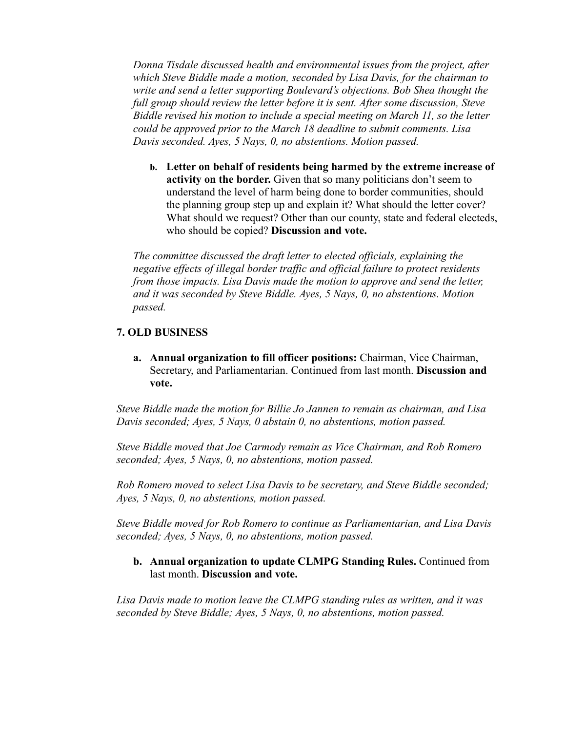*Donna Tisdale discussed health and environmental issues from the project, after which Steve Biddle made a motion, seconded by Lisa Davis, for the chairman to write and send a letter supporting Boulevard's objections. Bob Shea thought the full group should review the letter before it is sent. After some discussion, Steve Biddle revised his motion to include a special meeting on March 11, so the letter could be approved prior to the March 18 deadline to submit comments. Lisa Davis seconded. Ayes, 5 Nays, 0, no abstentions. Motion passed.*

b. **Letter on behalf of residents being harmed by the extreme increase of activity on the border.** Given that so many politicians don't seem to understand the level of harm being done to border communities, should the planning group step up and explain it? What should the letter cover? What should we request? Other than our county, state and federal electeds, who should be copied? **Discussion and vote.**

*The committee discussed the draft letter to elected officials, explaining the negative effects of illegal border traffic and official failure to protect residents from those impacts. Lisa Davis made the motion to approve and send the letter, and it was seconded by Steve Biddle. Ayes, 5 Nays, 0, no abstentions. Motion passed.*

## 7. OLD BUSINESS

a. **Annual organization to fill officer positions:** Chairman, Vice Chairman, Secretary, and Parliamentarian. Continued from last month. **Discussion and vote.**

*Steve Biddle made the motion for Billie Jo Jannen to remain as chairman, and Lisa Davis seconded; Ayes, 5 Nays, 0 abstain 0, no abstentions, motion passed.*

*Steve Biddle moved that Joe Carmody remain as Vice Chairman, and Rob Romero seconded; Ayes, 5 Nays, 0, no abstentions, motion passed.*

*Rob Romero moved to select Lisa Davis to be secretary, and Steve Biddle seconded; Ayes, 5 Nays, 0, no abstentions, motion passed.*

*Steve Biddle moved for Rob Romero to continue as Parliamentarian, and Lisa Davis seconded; Ayes, 5 Nays, 0, no abstentions, motion passed.*

b. **Annual organization to update CLMPG Standing Rules.** Continued from last month. **Discussion and vote.**

*Lisa Davis made to motion leave the CLMPG standing rules as written, and it was seconded by Steve Biddle; Ayes, 5 Nays, 0, no abstentions, motion passed.*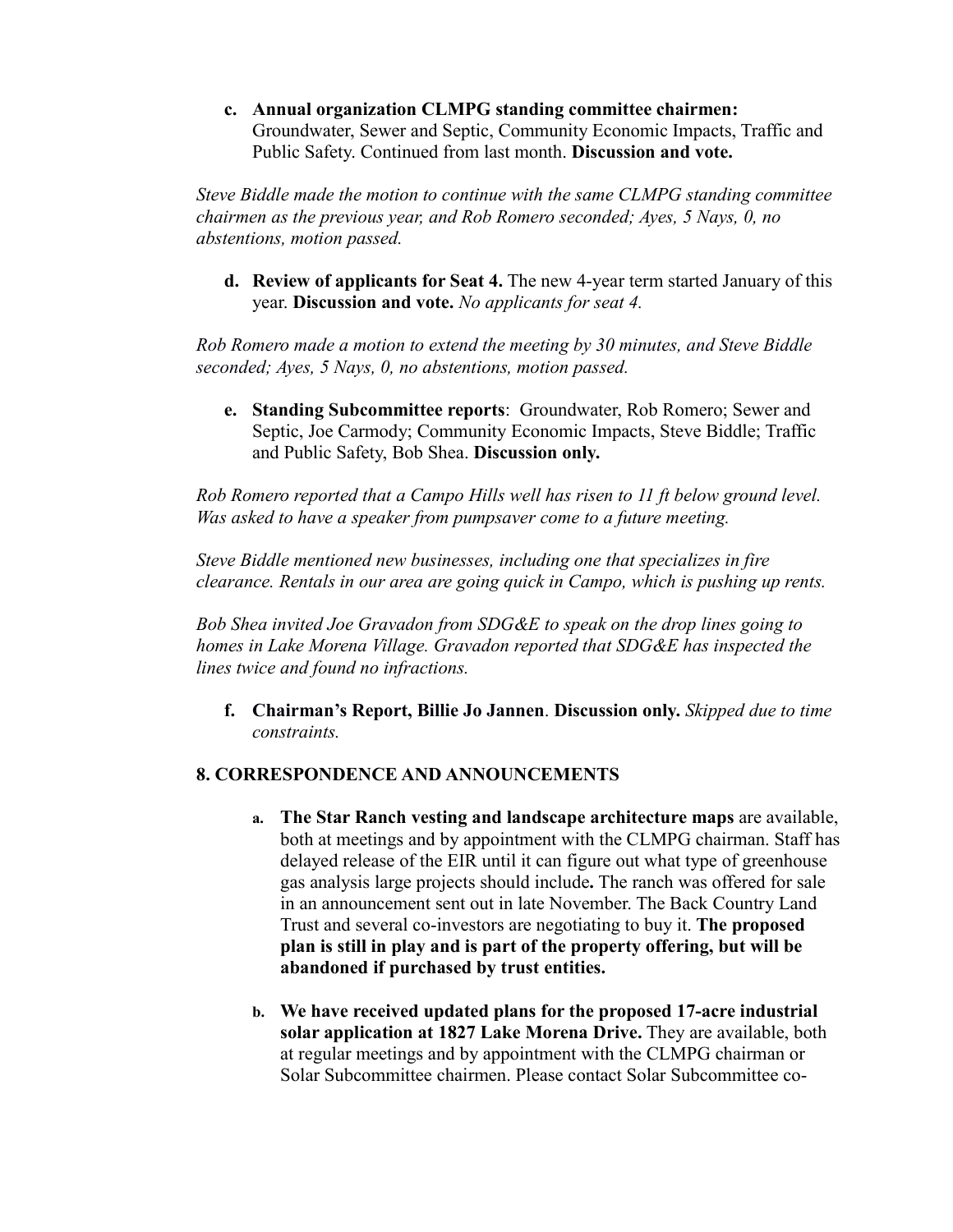c. **Annual organization CLMPG standing committee chairmen:** Groundwater, Sewer and Septic, Community Economic Impacts, Traffic and Public Safety. Continued from last month. **Discussion and vote.**

*Steve Biddle made the motion to continue with the same CLMPG standing committee chairmen as the previous year, and Rob Romero seconded; Ayes, 5 Nays, 0, no abstentions, motion passed.*

d. **Review of applicants for Seat 4.** The new 4-year term started January of this year. **Discussion and vote.** *No applicants for seat 4.*

*Rob Romero made a motion to extend the meeting by 30 minutes, and Steve Biddle seconded; Ayes, 5 Nays, 0, no abstentions, motion passed.*

e. **Standing Subcommittee reports**: Groundwater, Rob Romero; Sewer and Septic, Joe Carmody; Community Economic Impacts, Steve Biddle; Traffic and Public Safety, Bob Shea. **Discussion only.**

*Rob Romero reported that a Campo Hills well has risen to 11 ft below ground level. Was asked to have a speaker from pumpsaver come to a future meeting.*

*Steve Biddle mentioned new businesses, including one that specializes in fire clearance. Rentals in our area are going quick in Campo, which is pushing up rents.*

*Bob Shea invited Joe Gravadon from SDG&E to speak on the drop lines going to homes in Lake Morena Village. Gravadon reported that SDG&E has inspected the lines twice and found no infractions.*

f. **Chairman's Report, Billie Jo Jannen**. **Discussion only.** *Skipped due to time constraints.*

## 8. CORRESPONDENCE AND ANNOUNCEMENTS

a. **The Star Ranch vesting and landscape architecture maps** are available, both at meetings and by appointment with the CLMPG chairman. Staff has delayed release of the EIR until it can figure out what type of greenhouse gas analysis large projects should include**.** The ranch was offered for sale in an announcement sent out in late November. The Back Country Land Trust and several co-investors are negotiating to buy it. **The proposed plan is still in play and is part of the property offering, but will be abandoned if purchased by trust entities.**

b. **We have received updated plans for the proposed 17-acre industrial solar application at 1827 Lake Morena Drive.** They are available, both at regular meetings and by appointment with the CLMPG chairman or Solar Subcommittee chairmen. Please contact Solar Subcommittee co-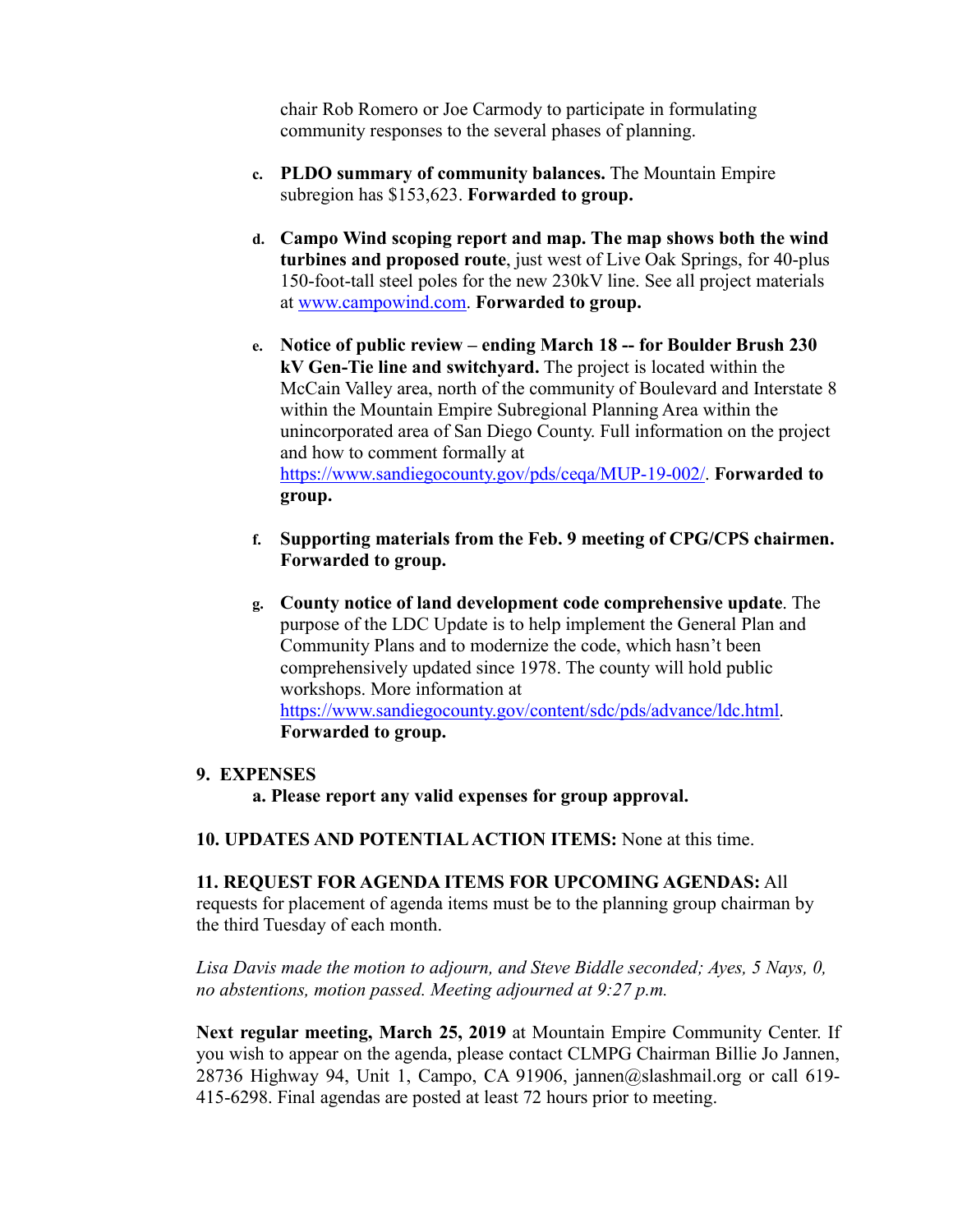chair Rob Romero or Joe Carmody to participate in formulating community responses to the several phases of planning.

c. **PLDO summary of community balances.** The Mountain Empire subregion has $153,623. **Forwarded to group.**

d. **Campo Wind scoping report and map. The map shows both the wind turbines and proposed route**, just west of Live Oak Springs, for 40-plus 150-foot-tall steel poles for the new 230kV line. See all project materials at www.campowind.com. **Forwarded to group.**

e. **Notice of public review – ending March 18 -- for Boulder Brush 230 kV Gen-Tie line and switchyard.** The project is located within the McCain Valley area, north of the community of Boulevard and Interstate 8 within the Mountain Empire Subregional Planning Area within the unincorporated area of San Diego County. Full information on the project and how to comment formally at https://www.sandiegocounty.gov/pds/ceqa/MUP-19-002/. **Forwarded to group.**

f. **Supporting materials from the Feb. 9 meeting of CPG/CPS chairmen. Forwarded to group.**

g. **County notice of land development code comprehensive update**. The purpose of the LDC Update is to help implement the General Plan and Community Plans and to modernize the code, which hasn't been comprehensively updated since 1978. The county will hold public workshops. More information at https://www.sandiegocounty.gov/content/sdc/pds/advance/ldc.html. **Forwarded to group.**

**9. EXPENSES**

**a. Please report any valid expenses for group approval.**

**10. UPDATES AND POTENTIAL ACTION ITEMS:** None at this time.

**11. REQUEST FOR AGENDA ITEMS FOR UPCOMING AGENDAS:** All requests for placement of agenda items must be to the planning group chairman by the third Tuesday of each month.

*Lisa Davis made the motion to adjourn, and Steve Biddle seconded; Ayes, 5 Nays, 0, no abstentions, motion passed. Meeting adjourned at 9:27 p.m.*

**Next regular meeting, March 25, 2019** at Mountain Empire Community Center. If you wish to appear on the agenda, please contact CLMPG Chairman Billie Jo Jannen, 28736 Highway 94, Unit 1, Campo, CA 91906, jannen@slashmail.org or call 619-415-6298. Final agendas are posted at least 72 hours prior to meeting.